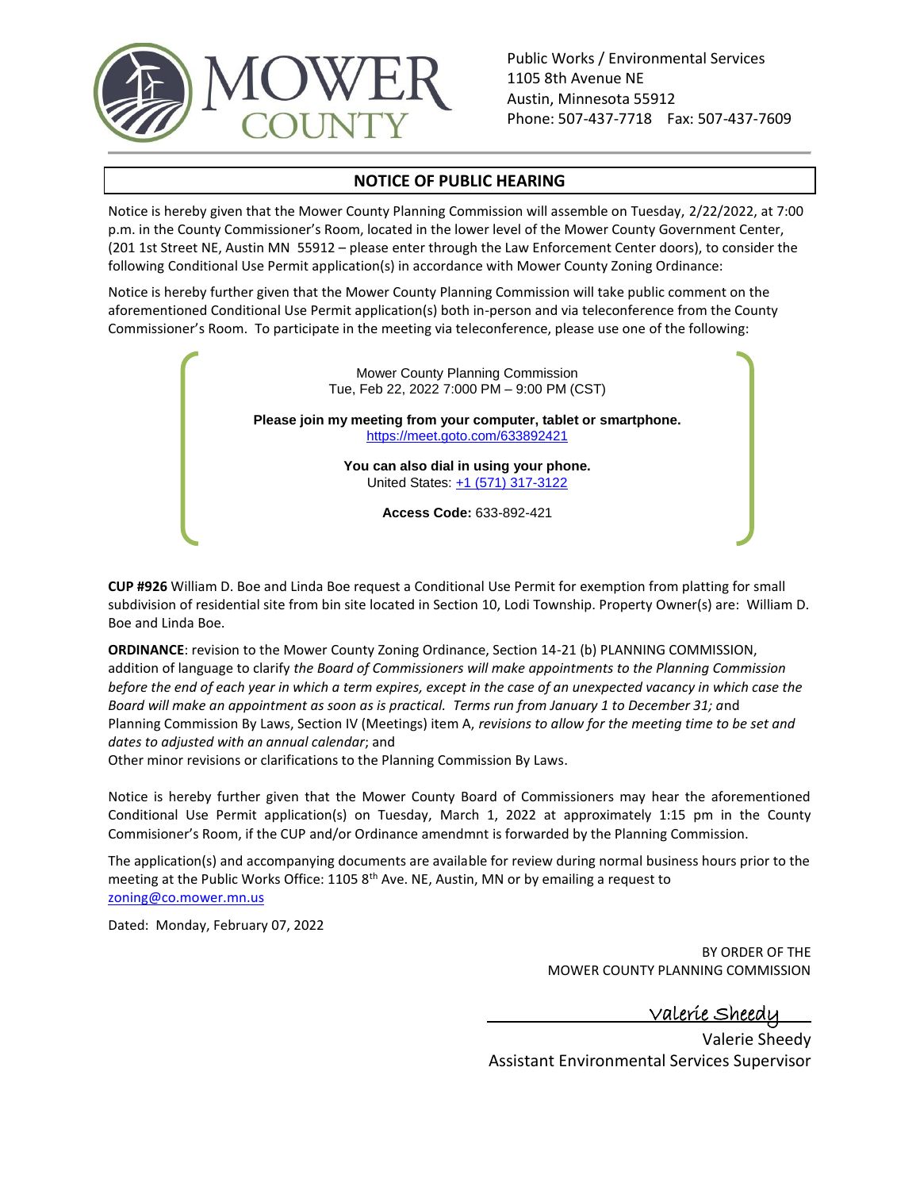MOWER COUNTY

Public Works / Environmental Services
1105 8th Avenue NE
Austin, Minnesota 55912
Phone: 507-437-7718 Fax: 507-437-7609

## NOTICE OF PUBLIC HEARING

Notice is hereby given that the Mower County Planning Commission will assemble on Tuesday, 2/22/2022, at 7:00 p.m. in the County Commissioner's Room, located in the lower level of the Mower County Government Center, (201 1st Street NE, Austin MN 55912 – please enter through the Law Enforcement Center doors), to consider the following Conditional Use Permit application(s) in accordance with Mower County Zoning Ordinance:

Notice is hereby further given that the Mower County Planning Commission will take public comment on the aforementioned Conditional Use Permit application(s) both in-person and via teleconference from the County Commissioner's Room. To participate in the meeting via teleconference, please use one of the following:

Mower County Planning Commission
Tue, Feb 22, 2022 7:000 PM – 9:00 PM (CST)

**Please join my meeting from your computer, tablet or smartphone.**
https://meet.goto.com/633892421

**You can also dial in using your phone.**
United States: +1 (571) 317-3122

**Access Code:** 633-892-421

**CUP #926** William D. Boe and Linda Boe request a Conditional Use Permit for exemption from platting for small subdivision of residential site from bin site located in Section 10, Lodi Township. Property Owner(s) are: William D. Boe and Linda Boe.

**ORDINANCE**: revision to the Mower County Zoning Ordinance, Section 14-21 (b) PLANNING COMMISSION, addition of language to clarify *the Board of Commissioners will make appointments to the Planning Commission before the end of each year in which a term expires, except in the case of an unexpected vacancy in which case the Board will make an appointment as soon as is practical. Terms run from January 1 to December 31;* and Planning Commission By Laws, Section IV (Meetings) item A, *revisions to allow for the meeting time to be set and dates to adjusted with an annual calendar*; and
Other minor revisions or clarifications to the Planning Commission By Laws.

Notice is hereby further given that the Mower County Board of Commissioners may hear the aforementioned Conditional Use Permit application(s) on Tuesday, March 1, 2022 at approximately 1:15 pm in the County Commisioner's Room, if the CUP and/or Ordinance amendmnt is forwarded by the Planning Commission.

The application(s) and accompanying documents are available for review during normal business hours prior to the meeting at the Public Works Office: 1105 8th Ave. NE, Austin, MN or by emailing a request to zoning@co.mower.mn.us

Dated: Monday, February 07, 2022

BY ORDER OF THE
MOWER COUNTY PLANNING COMMISSION

Valerie Sheedy

Valerie Sheedy
Assistant Environmental Services Supervisor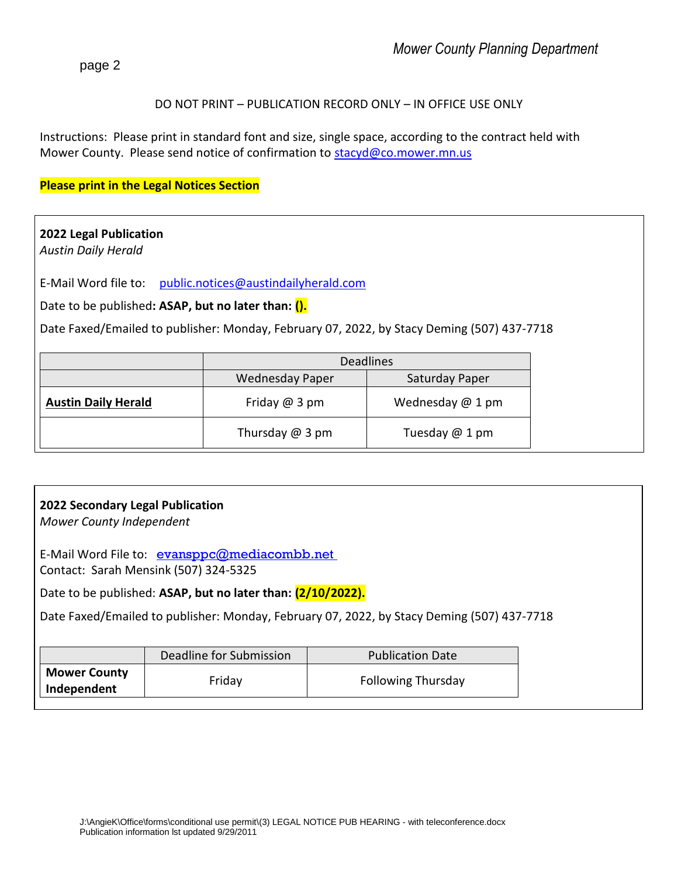DO NOT PRINT – PUBLICATION RECORD ONLY – IN OFFICE USE ONLY

Instructions: Please print in standard font and size, single space, according to the contract held with Mower County. Please send notice of confirmation to stacyd@co.mower.mn.us

**Please print in the Legal Notices Section**

**2022 Legal Publication**
*Austin Daily Herald*

E-Mail Word file to: public.notices@austindailyherald.com

Date to be published**: ASAP, but no later than: ().**

Date Faxed/Emailed to publisher: Monday, February 07, 2022, by Stacy Deming (507) 437-7718

| | Deadlines | |
|---|---|---|
| | Wednesday Paper | Saturday Paper |
| **Austin Daily Herald** | Friday @ 3 pm | Wednesday @ 1 pm |
| | Thursday @ 3 pm | Tuesday @ 1 pm |

**2022 Secondary Legal Publication**
*Mower County Independent*

E-Mail Word File to: evansppc@mediacombb.net
Contact: Sarah Mensink (507) 324-5325

Date to be published: **ASAP, but no later than: (2/10/2022).**

Date Faxed/Emailed to publisher: Monday, February 07, 2022, by Stacy Deming (507) 437-7718

| | Deadline for Submission | Publication Date |
|---|---|---|
| **Mower County Independent** | Friday | Following Thursday |

J:\AngieK\Office\forms\conditional use permit\(3) LEGAL NOTICE PUB HEARING - with teleconference.docx
Publication information lst updated 9/29/2011